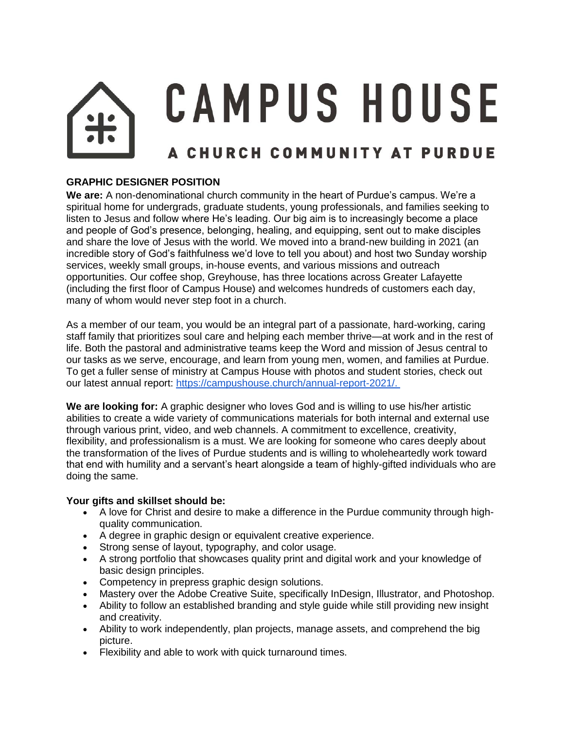# CAMPUS HOUSE

## A CHURCH COMMUNITY AT PURDUE

**GRAPHIC DESIGNER POSITION**

**We are:** A non-denominational church community in the heart of Purdue's campus. We're a spiritual home for undergrads, graduate students, young professionals, and families seeking to listen to Jesus and follow where He's leading. Our big aim is to increasingly become a place and people of God's presence, belonging, healing, and equipping, sent out to make disciples and share the love of Jesus with the world. We moved into a brand-new building in 2021 (an incredible story of God's faithfulness we'd love to tell you about) and host two Sunday worship services, weekly small groups, in-house events, and various missions and outreach opportunities. Our coffee shop, Greyhouse, has three locations across Greater Lafayette (including the first floor of Campus House) and welcomes hundreds of customers each day, many of whom would never step foot in a church.

As a member of our team, you would be an integral part of a passionate, hard-working, caring staff family that prioritizes soul care and helping each member thrive—at work and in the rest of life. Both the pastoral and administrative teams keep the Word and mission of Jesus central to our tasks as we serve, encourage, and learn from young men, women, and families at Purdue. To get a fuller sense of ministry at Campus House with photos and student stories, check out our latest annual report: [https://campushouse.church/annual-report-2021/.](https://campushouse.church/annual-report-2021/)

**We are looking for:** A graphic designer who loves God and is willing to use his/her artistic abilities to create a wide variety of communications materials for both internal and external use through various print, video, and web channels. A commitment to excellence, creativity, flexibility, and professionalism is a must. We are looking for someone who cares deeply about the transformation of the lives of Purdue students and is willing to wholeheartedly work toward that end with humility and a servant's heart alongside a team of highly-gifted individuals who are doing the same.

**Your gifts and skillset should be:**

- A love for Christ and desire to make a difference in the Purdue community through high-quality communication.
- A degree in graphic design or equivalent creative experience.
- Strong sense of layout, typography, and color usage.
- A strong portfolio that showcases quality print and digital work and your knowledge of basic design principles.
- Competency in prepress graphic design solutions.
- Mastery over the Adobe Creative Suite, specifically InDesign, Illustrator, and Photoshop.
- Ability to follow an established branding and style guide while still providing new insight and creativity.
- Ability to work independently, plan projects, manage assets, and comprehend the big picture.
- Flexibility and able to work with quick turnaround times.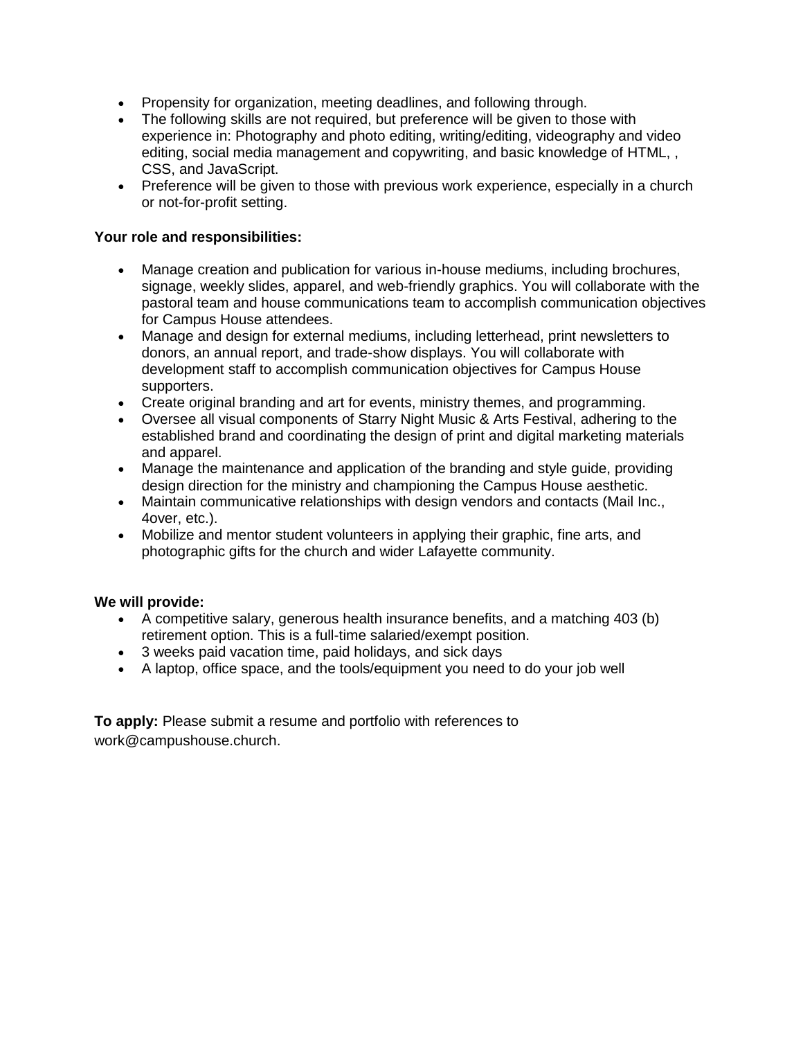- Propensity for organization, meeting deadlines, and following through.
- The following skills are not required, but preference will be given to those with experience in: Photography and photo editing, writing/editing, videography and video editing, social media management and copywriting, and basic knowledge of HTML, , CSS, and JavaScript.
- Preference will be given to those with previous work experience, especially in a church or not-for-profit setting.

**Your role and responsibilities:**

- Manage creation and publication for various in-house mediums, including brochures, signage, weekly slides, apparel, and web-friendly graphics. You will collaborate with the pastoral team and house communications team to accomplish communication objectives for Campus House attendees.
- Manage and design for external mediums, including letterhead, print newsletters to donors, an annual report, and trade-show displays. You will collaborate with development staff to accomplish communication objectives for Campus House supporters.
- Create original branding and art for events, ministry themes, and programming.
- Oversee all visual components of Starry Night Music & Arts Festival, adhering to the established brand and coordinating the design of print and digital marketing materials and apparel.
- Manage the maintenance and application of the branding and style guide, providing design direction for the ministry and championing the Campus House aesthetic.
- Maintain communicative relationships with design vendors and contacts (Mail Inc., 4over, etc.).
- Mobilize and mentor student volunteers in applying their graphic, fine arts, and photographic gifts for the church and wider Lafayette community.

**We will provide:**

- A competitive salary, generous health insurance benefits, and a matching 403 (b) retirement option. This is a full-time salaried/exempt position.
- 3 weeks paid vacation time, paid holidays, and sick days
- A laptop, office space, and the tools/equipment you need to do your job well

**To apply:** Please submit a resume and portfolio with references to work@campushouse.church.